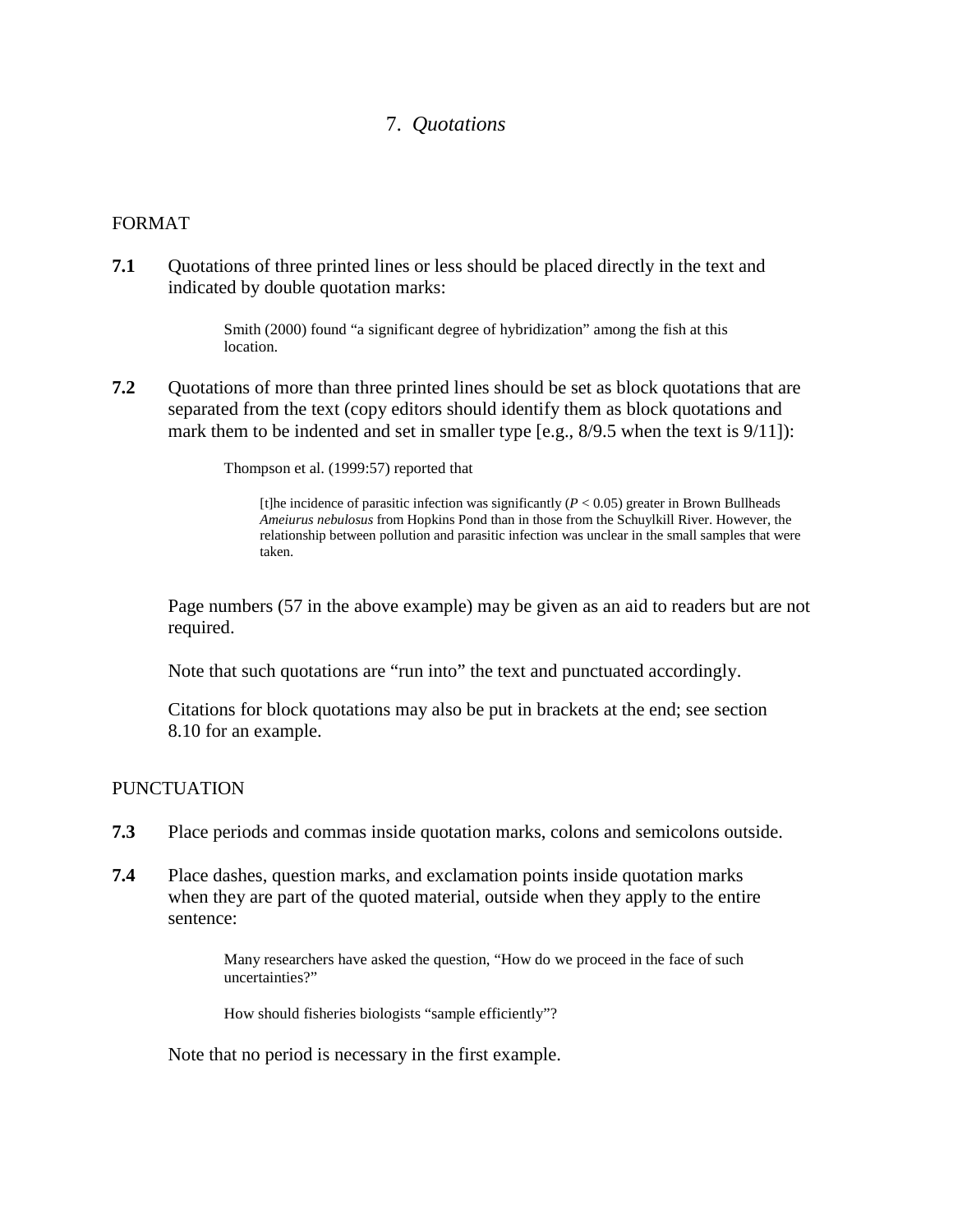# 7. *Quotations*

## FORMAT

**7.1** Quotations of three printed lines or less should be placed directly in the text and indicated by double quotation marks:

> Smith (2000) found “a significant degree of hybridization” among the fish at this location.

**7.2** Quotations of more than three printed lines should be set as block quotations that are separated from the text (copy editors should identify them as block quotations and mark them to be indented and set in smaller type [e.g., 8/9.5 when the text is 9/11]):

> Thompson et al. (1999:57) reported that
>
> > [t]he incidence of parasitic infection was significantly ($P < 0.05$) greater in Brown Bullheads *Ameiurus nebulosus* from Hopkins Pond than in those from the Schuylkill River. However, the relationship between pollution and parasitic infection was unclear in the small samples that were taken.

Page numbers (57 in the above example) may be given as an aid to readers but are not required.

Note that such quotations are “run into” the text and punctuated accordingly.

Citations for block quotations may also be put in brackets at the end; see section 8.10 for an example.

## PUNCTUATION

**7.3** Place periods and commas inside quotation marks, colons and semicolons outside.

**7.4** Place dashes, question marks, and exclamation points inside quotation marks when they are part of the quoted material, outside when they apply to the entire sentence:

> Many researchers have asked the question, “How do we proceed in the face of such uncertainties?”
>
> How should fisheries biologists “sample efficiently”?

Note that no period is necessary in the first example.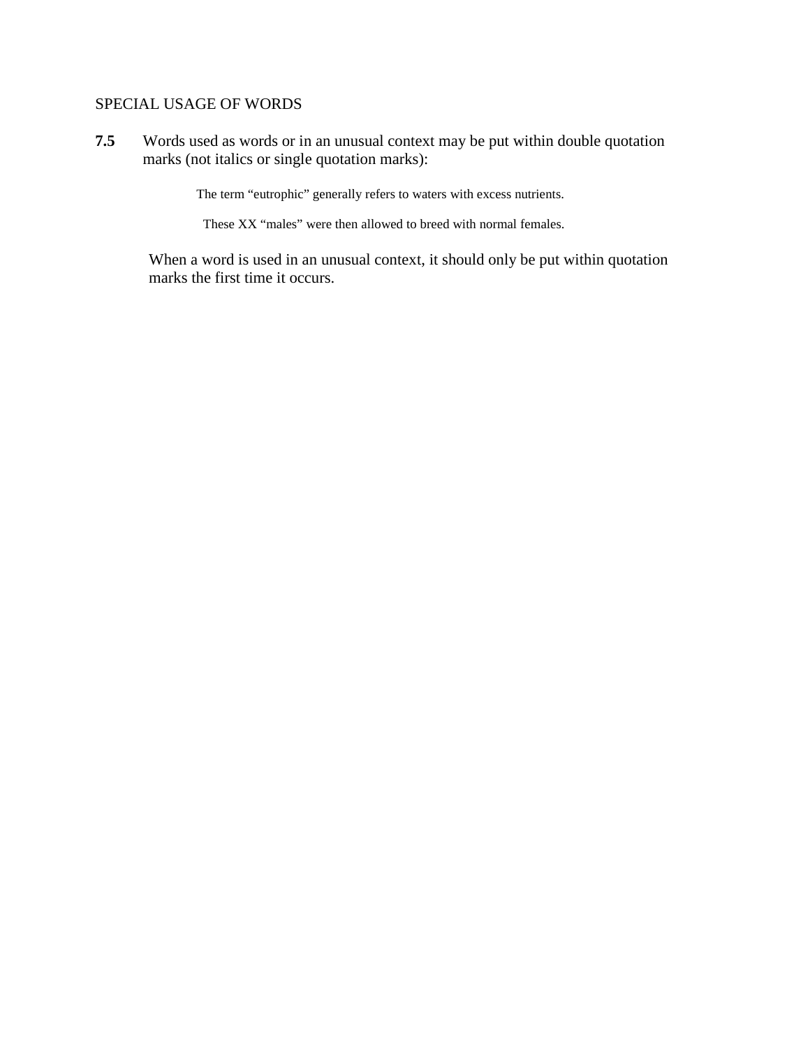SPECIAL USAGE OF WORDS

**7.5** Words used as words or in an unusual context may be put within double quotation marks (not italics or single quotation marks):

> The term “eutrophic” generally refers to waters with excess nutrients.
>
> These XX “males” were then allowed to breed with normal females.

When a word is used in an unusual context, it should only be put within quotation marks the first time it occurs.